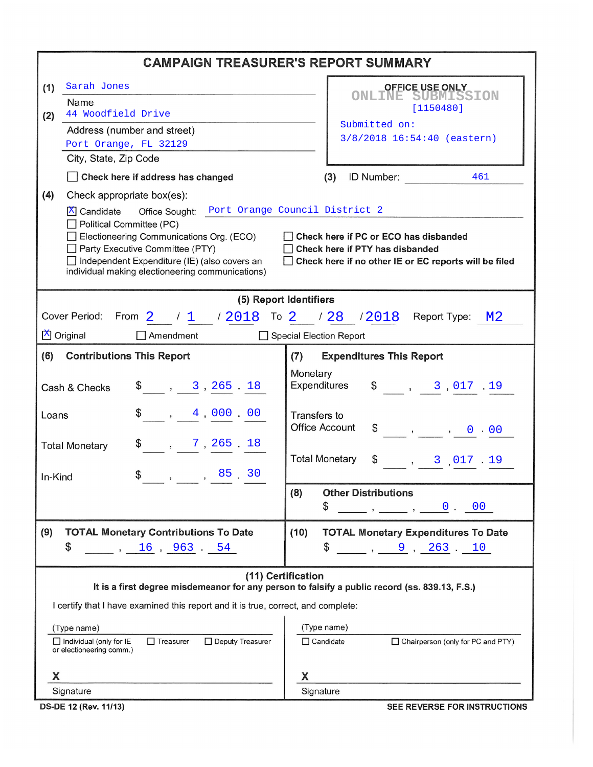# CAMPAIGN TREASURER'S REPORT SUMMARY

**(1)** Sarah Jones
Name

**(2)** 44 Woodfield Drive
Address (number and street)

Port Orange, FL 32129
City, State, Zip Code

☐ **Check here if address has changed**

**OFFICE USE ONLY**
ONLINE SUBMISSION
[1150480]
Submitted on:
3/8/2018 16:54:40 (eastern)

**(3)** ID Number: 461

**(4)** Check appropriate box(es):

- ☒ Candidate Office Sought: Port Orange Council District 2
- ☐ Political Committee (PC)
- ☐ Electioneering Communications Org. (ECO)
- ☐ Party Executive Committee (PTY)
- ☐ Independent Expenditure (IE) (also covers an individual making electioneering communications)

- ☐ **Check here if PC or ECO has disbanded**
- ☐ **Check here if PTY has disbanded**
- ☐ **Check here if no other IE or EC reports will be filed**

## (5) Report Identifiers

Cover Period: From 2 / 1 / 2018 To 2 / 28 / 2018 Report Type: M2

☒ Original ☐ Amendment ☐ Special Election Report

## (6) Contributions This Report

| | |
|---|---|
| Cash & Checks | $ 3,265.18 |
| Loans | $ 4,000.00 |
| Total Monetary | $ 7,265.18 |
| In-Kind | $ 85.30 |

## (7) Expenditures This Report

| | |
|---|---|
| Monetary Expenditures | $ 3,017.19 |
| Transfers to Office Account | $ 0.00 |
| Total Monetary | $ 3,017.19 |

## (8) Other Distributions

$ 0.00

## (9) TOTAL Monetary Contributions To Date

$ 16,963.54

## (10) TOTAL Monetary Expenditures To Date

$ 9,263.10

## (11) Certification

**It is a first degree misdemeanor for any person to falsify a public record (ss. 839.13, F.S.)**

I certify that I have examined this report and it is true, correct, and complete:

(Type name)
☐ Individual (only for IE or electioneering comm.) ☐ Treasurer ☐ Deputy Treasurer

X
Signature

(Type name)
☐ Candidate ☐ Chairperson (only for PC and PTY)

X
Signature

DS-DE 12 (Rev. 11/13) SEE REVERSE FOR INSTRUCTIONS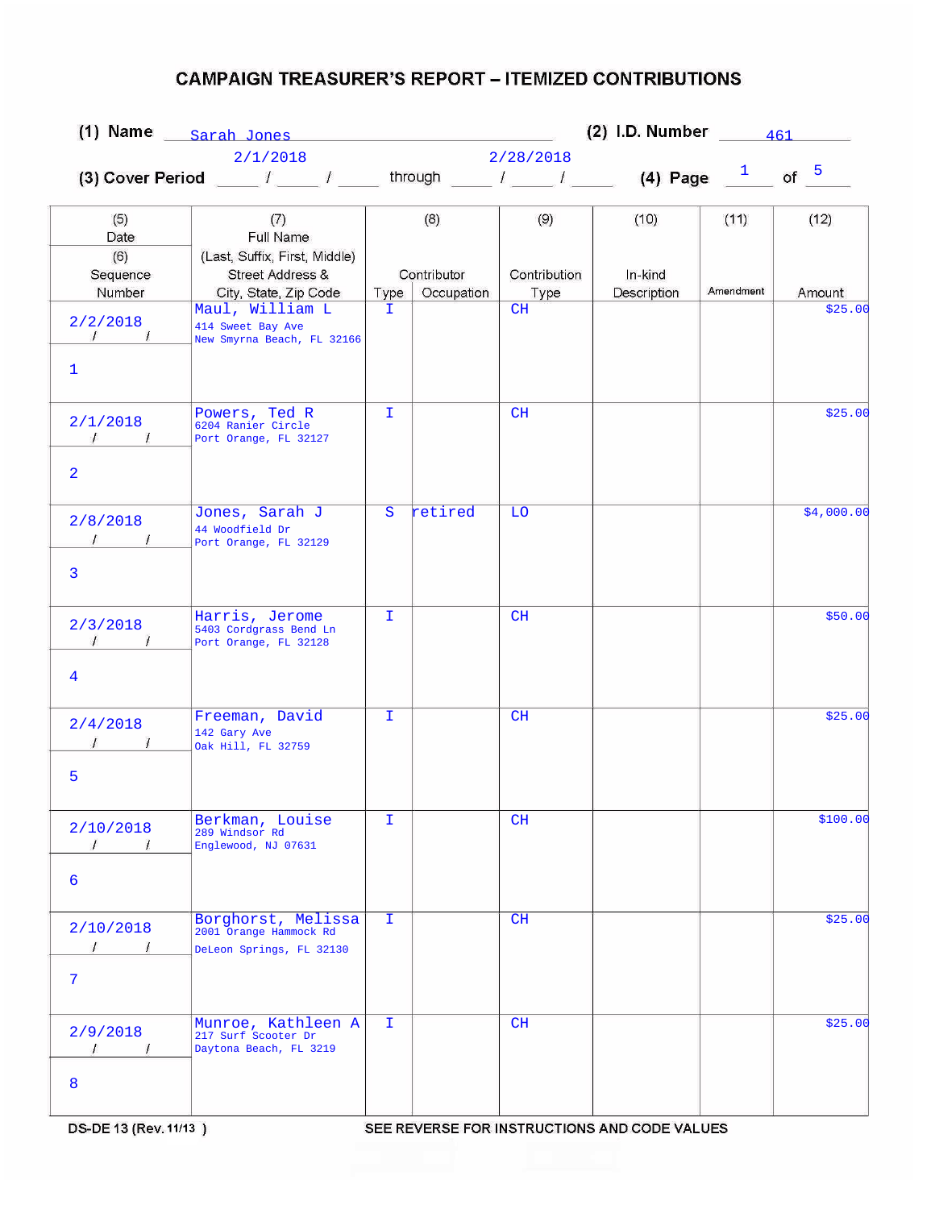# CAMPAIGN TREASURER'S REPORT – ITEMIZED CONTRIBUTIONS

**(1) Name** Sarah Jones **(2) I.D. Number** 461

**(3) Cover Period** 2/1/2018 through 2/28/2018 **(4) Page** 1 of 5

| (5) Date / (6) Sequence Number | (7) Full Name (Last, Suffix, First, Middle) Street Address & City, State, Zip Code | (8) Contributor Type | (8) Contributor Occupation | (9) Contribution Type | (10) In-kind Description | (11) Amendment | (12) Amount |
|---|---|---|---|---|---|---|---|
| 2/2/2018<br>1 | Maul, William L<br>414 Sweet Bay Ave<br>New Smyrna Beach, FL 32166 | I | | CH | | | $25.00 |
| 2/1/2018<br>2 | Powers, Ted R<br>6204 Ranier Circle<br>Port Orange, FL 32127 | I | | CH | | | $25.00 |
| 2/8/2018<br>3 | Jones, Sarah J<br>44 Woodfield Dr<br>Port Orange, FL 32129 | S | retired | LO | | | $4,000.00 |
| 2/3/2018<br>4 | Harris, Jerome<br>5403 Cordgrass Bend Ln<br>Port Orange, FL 32128 | I | | CH | | | $50.00 |
| 2/4/2018<br>5 | Freeman, David<br>142 Gary Ave<br>Oak Hill, FL 32759 | I | | CH | | | $25.00 |
| 2/10/2018<br>6 | Berkman, Louise<br>289 Windsor Rd<br>Englewood, NJ 07631 | I | | CH | | | $100.00 |
| 2/10/2018<br>7 | Borghorst, Melissa<br>2001 Orange Hammock Rd<br>DeLeon Springs, FL 32130 | I | | CH | | | $25.00 |
| 2/9/2018<br>8 | Munroe, Kathleen A<br>217 Surf Scooter Dr<br>Daytona Beach, FL 3219 | I | | CH | | | $25.00 |

DS-DE 13 (Rev. 11/13) SEE REVERSE FOR INSTRUCTIONS AND CODE VALUES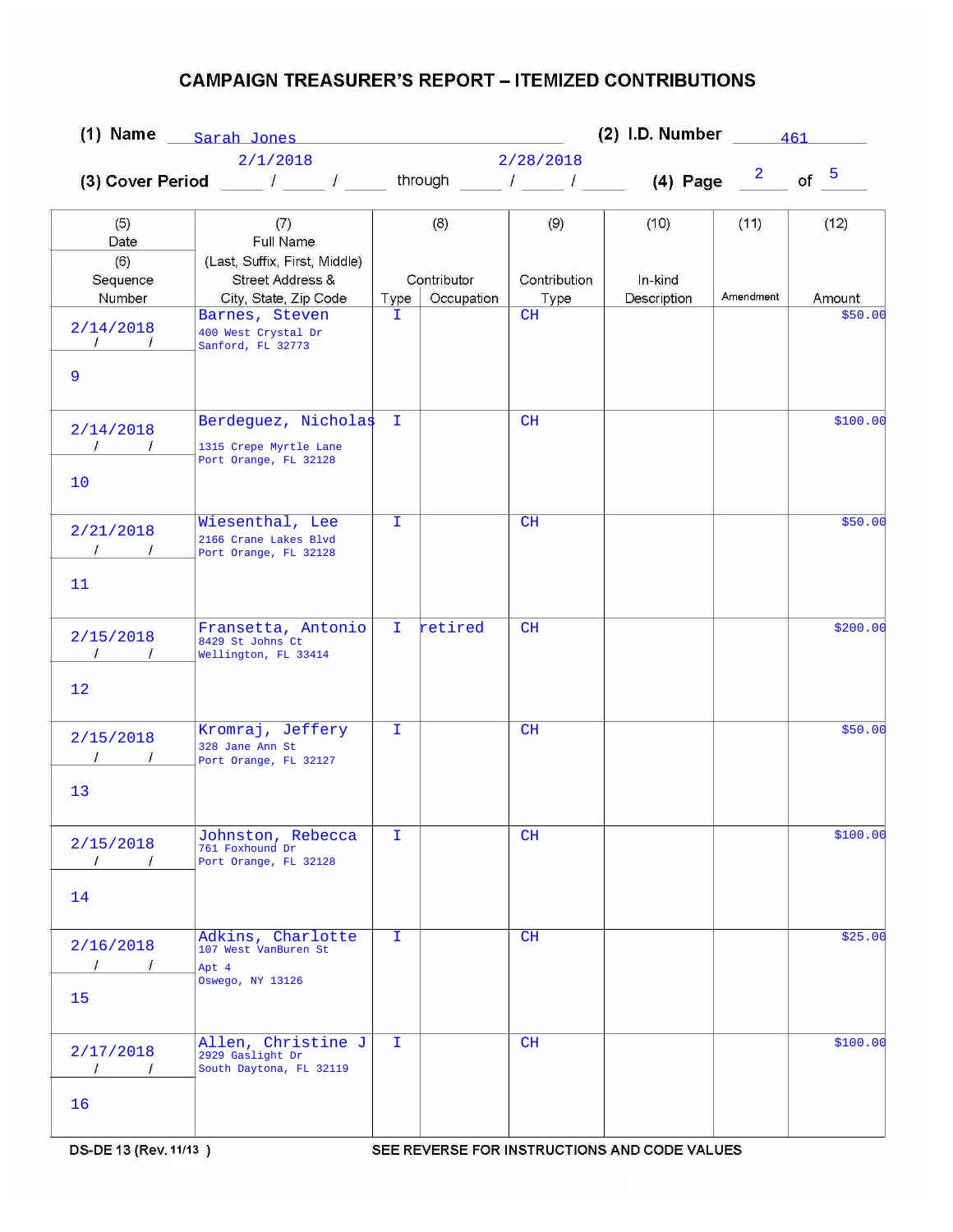# CAMPAIGN TREASURER'S REPORT – ITEMIZED CONTRIBUTIONS

**(1) Name** Sarah Jones **(2) I.D. Number** 461

**(3) Cover Period** 2/1/2018 through 2/28/2018 **(4) Page** 2 of 5

| (5) Date / (6) Sequence Number | (7) Full Name (Last, Suffix, First, Middle) Street Address & City, State, Zip Code | (8) Contributor Type | Occupation | (9) Contribution Type | (10) In-kind Description | (11) Amendment | (12) Amount |
|---|---|---|---|---|---|---|---|
| 2/14/2018 / 9 | Barnes, Steven<br>400 West Crystal Dr<br>Sanford, FL 32773 | I | | CH | | | $50.00 |
| 2/14/2018 / 10 | Berdeguez, Nicholas<br>1315 Crepe Myrtle Lane<br>Port Orange, FL 32128 | I | | CH | | | $100.00 |
| 2/21/2018 / 11 | Wiesenthal, Lee<br>2166 Crane Lakes Blvd<br>Port Orange, FL 32128 | I | | CH | | | $50.00 |
| 2/15/2018 / 12 | Fransetta, Antonio<br>8429 St Johns Ct<br>Wellington, FL 33414 | I | retired | CH | | | $200.00 |
| 2/15/2018 / 13 | Kromraj, Jeffery<br>328 Jane Ann St<br>Port Orange, FL 32127 | I | | CH | | | $50.00 |
| 2/15/2018 / 14 | Johnston, Rebecca<br>761 Foxhound Dr<br>Port Orange, FL 32128 | I | | CH | | | $100.00 |
| 2/16/2018 / 15 | Adkins, Charlotte<br>107 West VanBuren St<br>Apt 4<br>Oswego, NY 13126 | I | | CH | | | $25.00 |
| 2/17/2018 / 16 | Allen, Christine J<br>2929 Gaslight Dr<br>South Daytona, FL 32119 | I | | CH | | | $100.00 |

DS-DE 13 (Rev. 11/13) SEE REVERSE FOR INSTRUCTIONS AND CODE VALUES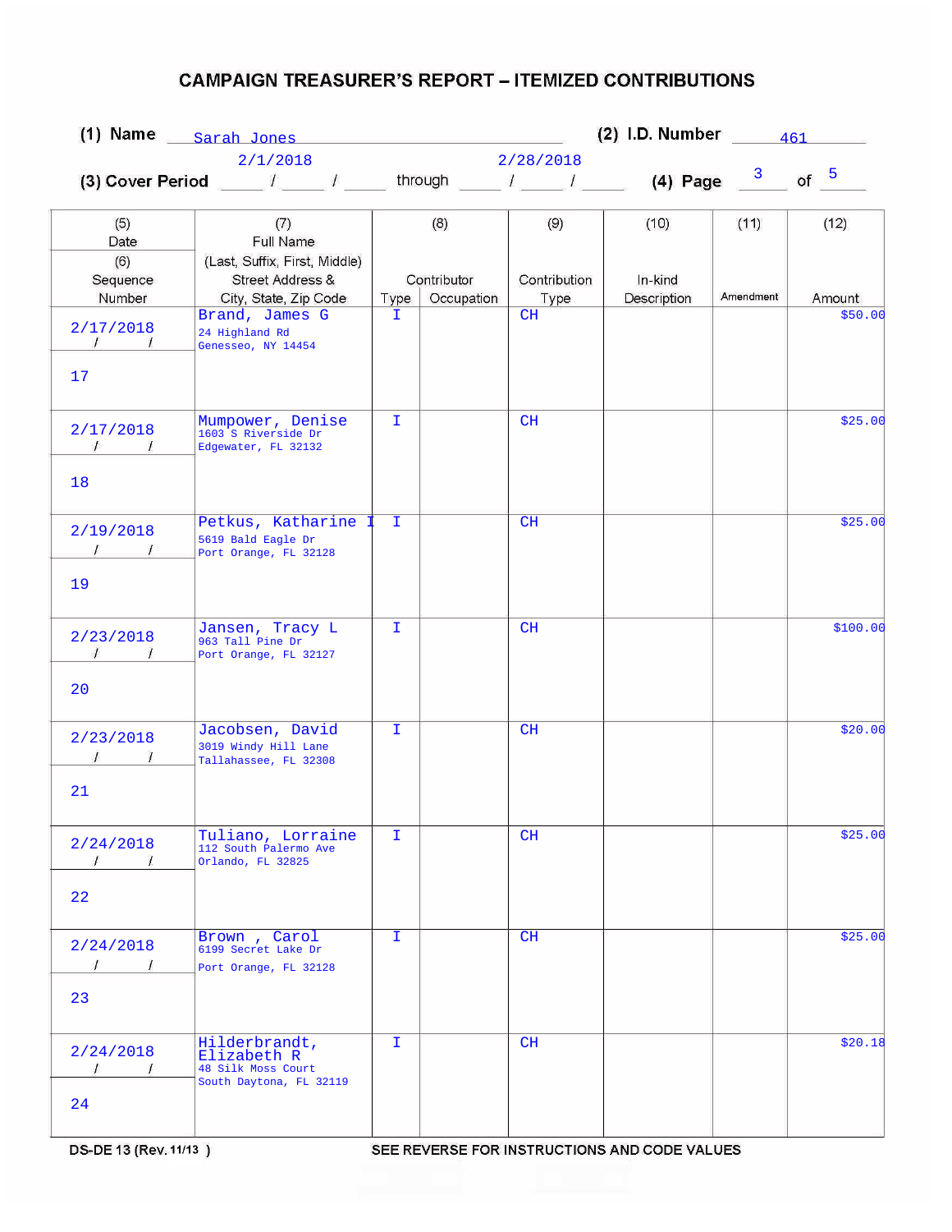# CAMPAIGN TREASURER'S REPORT – ITEMIZED CONTRIBUTIONS

**(1) Name** Sarah Jones **(2) I.D. Number** 461

**(3) Cover Period** 2/1/2018 through 2/28/2018 **(4) Page** 3 of 5

| (5) Date / (6) Sequence Number | (7) Full Name (Last, Suffix, First, Middle) Street Address & City, State, Zip Code | (8) Contributor Type | (8) Contributor Occupation | (9) Contribution Type | (10) In-kind Description | (11) Amendment | (12) Amount |
|---|---|---|---|---|---|---|---|
| 2/17/2018 / 17 | Brand, James G<br>24 Highland Rd<br>Genesseo, NY 14454 | I | | CH | | | $50.00 |
| 2/17/2018 / 18 | Mumpower, Denise<br>1603 S Riverside Dr<br>Edgewater, FL 32132 | I | | CH | | | $25.00 |
| 2/19/2018 / 19 | Petkus, Katharine I<br>5619 Bald Eagle Dr<br>Port Orange, FL 32128 | I | | CH | | | $25.00 |
| 2/23/2018 / 20 | Jansen, Tracy L<br>963 Tall Pine Dr<br>Port Orange, FL 32127 | I | | CH | | | $100.00 |
| 2/23/2018 / 21 | Jacobsen, David<br>3019 Windy Hill Lane<br>Tallahassee, FL 32308 | I | | CH | | | $20.00 |
| 2/24/2018 / 22 | Tuliano, Lorraine<br>112 South Palermo Ave<br>Orlando, FL 32825 | I | | CH | | | $25.00 |
| 2/24/2018 / 23 | Brown , Carol<br>6199 Secret Lake Dr<br>Port Orange, FL 32128 | I | | CH | | | $25.00 |
| 2/24/2018 / 24 | Hilderbrandt, Elizabeth R<br>48 Silk Moss Court<br>South Daytona, FL 32119 | I | | CH | | | $20.18 |

DS-DE 13 (Rev. 11/13) SEE REVERSE FOR INSTRUCTIONS AND CODE VALUES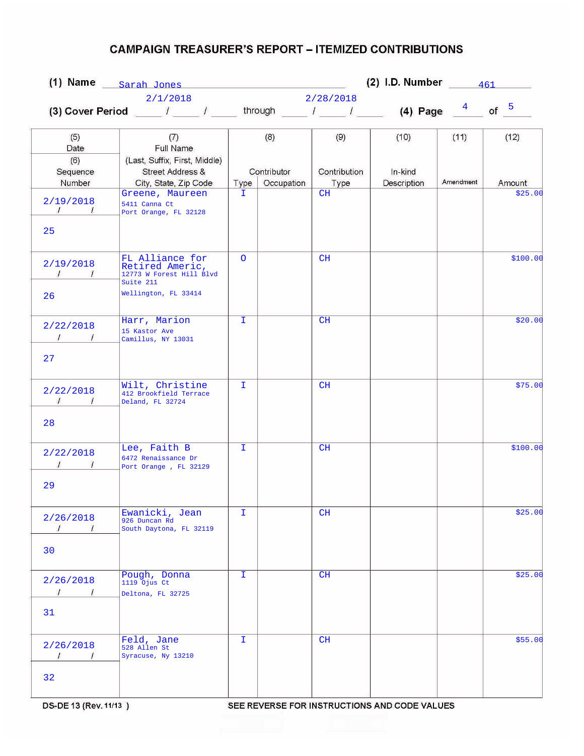# CAMPAIGN TREASURER'S REPORT – ITEMIZED CONTRIBUTIONS

**(1) Name** Sarah Jones **(2) I.D. Number** 461

**(3) Cover Period** 2/1/2018 through 2/28/2018 **(4) Page** 4 of 5

| (5) Date / (6) Sequence Number | (7) Full Name (Last, Suffix, First, Middle) Street Address & City, State, Zip Code | (8) Contributor Type | (8) Contributor Occupation | (9) Contribution Type | (10) In-kind Description | (11) Amendment | (12) Amount |
|---|---|---|---|---|---|---|---|
| 2/19/2018<br>25 | Greene, Maureen<br>5411 Canna Ct<br>Port Orange, FL 32128 | I | | CH | | | $25.00 |
| 2/19/2018<br>26 | FL Alliance for Retired Americ,<br>12773 W Forest Hill Blvd<br>Suite 211<br>Wellington, FL 33414 | O | | CH | | | $100.00 |
| 2/22/2018<br>27 | Harr, Marion<br>15 Kastor Ave<br>Camillus, NY 13031 | I | | CH | | | $20.00 |
| 2/22/2018<br>28 | Wilt, Christine<br>412 Brookfield Terrace<br>Deland, FL 32724 | I | | CH | | | $75.00 |
| 2/22/2018<br>29 | Lee, Faith B<br>6472 Renaissance Dr<br>Port Orange , FL 32129 | I | | CH | | | $100.00 |
| 2/26/2018<br>30 | Ewanicki, Jean<br>926 Duncan Rd<br>South Daytona, FL 32119 | I | | CH | | | $25.00 |
| 2/26/2018<br>31 | Pough, Donna<br>1119 Ojus Ct<br>Deltona, FL 32725 | I | | CH | | | $25.00 |
| 2/26/2018<br>32 | Feld, Jane<br>528 Allen St<br>Syracuse, Ny 13210 | I | | CH | | | $55.00 |

DS-DE 13 (Rev. 11/13) SEE REVERSE FOR INSTRUCTIONS AND CODE VALUES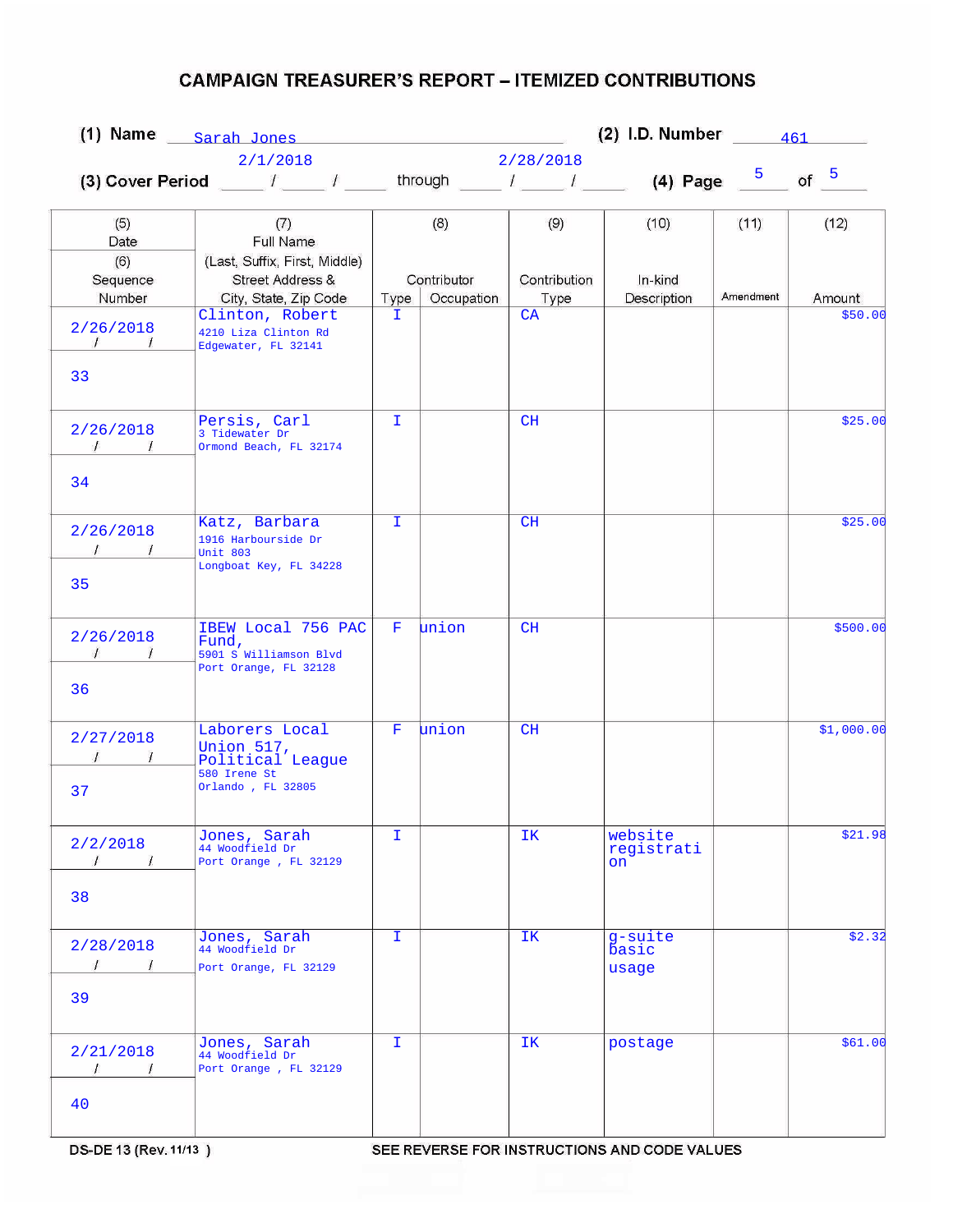# CAMPAIGN TREASURER'S REPORT – ITEMIZED CONTRIBUTIONS

(1) Name Sarah Jones (2) I.D. Number 461

(3) Cover Period 2/1/2018 through 2/28/2018 (4) Page 5 of 5

| (5) Date / (6) Sequence Number | (7) Full Name (Last, Suffix, First, Middle) Street Address & City, State, Zip Code | (8) Contributor Type | (8) Contributor Occupation | (9) Contribution Type | (10) In-kind Description | (11) Amendment | (12) Amount |
|---|---|---|---|---|---|---|---|
| 2/26/2018<br>33 | Clinton, Robert<br>4210 Liza Clinton Rd<br>Edgewater, FL 32141 | I | | CA | | | $50.00 |
| 2/26/2018<br>34 | Persis, Carl<br>3 Tidewater Dr<br>Ormond Beach, FL 32174 | I | | CH | | | $25.00 |
| 2/26/2018<br>35 | Katz, Barbara<br>1916 Harbourside Dr<br>Unit 803<br>Longboat Key, FL 34228 | I | | CH | | | $25.00 |
| 2/26/2018<br>36 | IBEW Local 756 PAC Fund,<br>5901 S Williamson Blvd<br>Port Orange, FL 32128 | F | union | CH | | | $500.00 |
| 2/27/2018<br>37 | Laborers Local Union 517, Political League<br>580 Irene St<br>Orlando , FL 32805 | F | union | CH | | | $1,000.00 |
| 2/2/2018<br>38 | Jones, Sarah<br>44 Woodfield Dr<br>Port Orange , FL 32129 | I | | IK | website registration | | $21.98 |
| 2/28/2018<br>39 | Jones, Sarah<br>44 Woodfield Dr<br>Port Orange, FL 32129 | I | | IK | g-suite basic usage | | $2.32 |
| 2/21/2018<br>40 | Jones, Sarah<br>44 Woodfield Dr<br>Port Orange , FL 32129 | I | | IK | postage | | $61.00 |

DS-DE 13 (Rev. 11/13) SEE REVERSE FOR INSTRUCTIONS AND CODE VALUES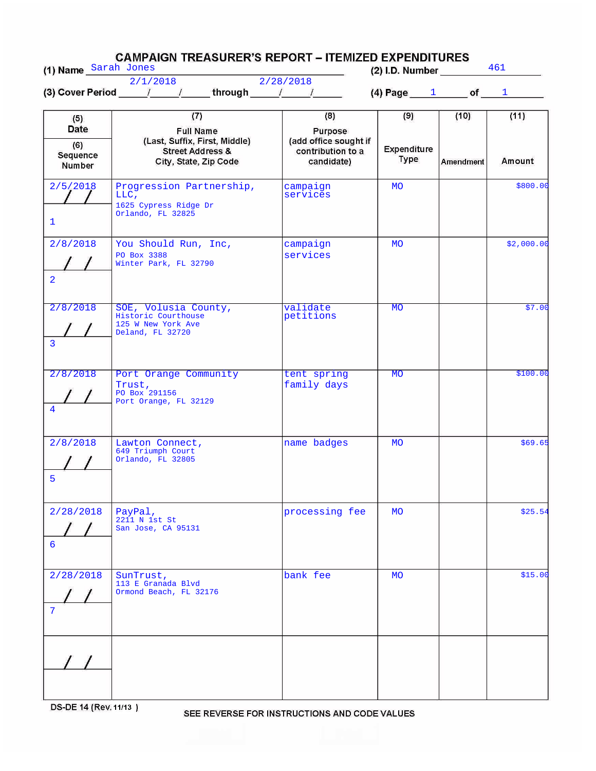# CAMPAIGN TREASURER'S REPORT – ITEMIZED EXPENDITURES

**(1) Name** Sarah Jones **(2) I.D. Number** 461

**(3) Cover Period** 2/1/2018 through 2/28/2018 **(4) Page** 1 of 1

| (5) Date / (6) Sequence Number | (7) Full Name (Last, Suffix, First, Middle) Street Address & City, State, Zip Code | (8) Purpose (add office sought if contribution to a candidate) | (9) Expenditure Type | (10) Amendment | (11) Amount |
|---|---|---|---|---|---|
| 2/5/2018<br>1 | Progression Partnership, LLC,<br>1625 Cypress Ridge Dr<br>Orlando, FL 32825 | campaign services | MO | | $800.00 |
| 2/8/2018<br>2 | You Should Run, Inc,<br>PO Box 3388<br>Winter Park, FL 32790 | campaign services | MO | | $2,000.00 |
| 2/8/2018<br>3 | SOE, Volusia County,<br>Historic Courthouse<br>125 W New York Ave<br>Deland, FL 32720 | validate petitions | MO | | $7.00 |
| 2/8/2018<br>4 | Port Orange Community Trust,<br>PO Box 291156<br>Port Orange, FL 32129 | tent spring family days | MO | | $100.00 |
| 2/8/2018<br>5 | Lawton Connect,<br>649 Triumph Court<br>Orlando, FL 32805 | name badges | MO | | $69.65 |
| 2/28/2018<br>6 | PayPal,<br>2211 N 1st St<br>San Jose, CA 95131 | processing fee | MO | | $25.54 |
| 2/28/2018<br>7 | SunTrust,<br>113 E Granada Blvd<br>Ormond Beach, FL 32176 | bank fee | MO | | $15.00 |
| / / | | | | | |

DS-DE 14 (Rev. 11/13)

SEE REVERSE FOR INSTRUCTIONS AND CODE VALUES